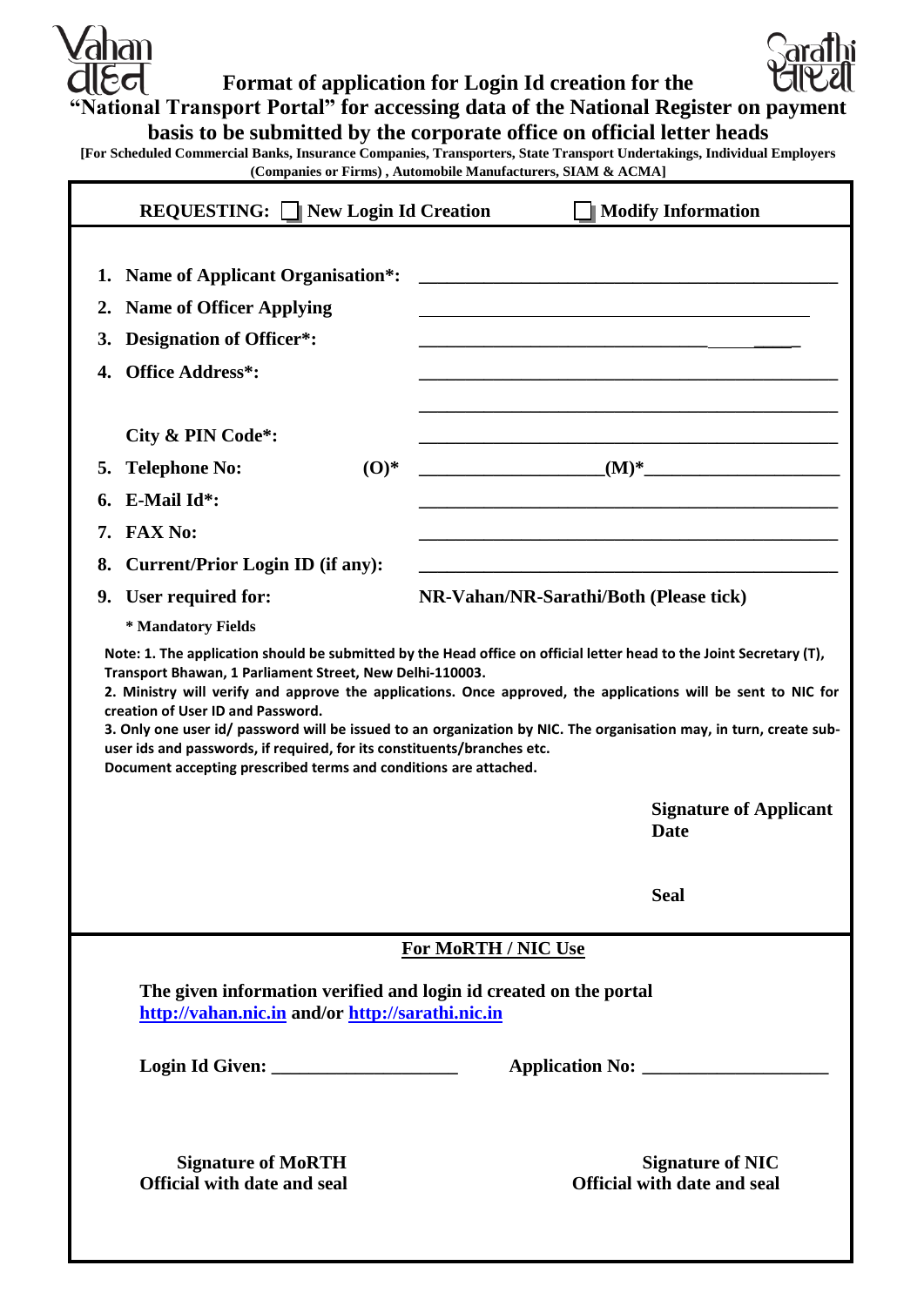Vahan वाहन

# Format of application for Login Id creation for the "National Transport Portal" for accessing data of the National Register on payment basis to be submitted by the corporate office on official letter heads

Sarathi सारथी

**[For Scheduled Commercial Banks, Insurance Companies, Transporters, State Transport Undertakings, Individual Employers (Companies or Firms) , Automobile Manufacturers, SIAM & ACMA]**

**REQUESTING:** ☐ **New Login Id Creation** ☐ **Modify Information**

1. **Name of Applicant Organisation*:** ______________________________
2. **Name of Officer Applying** ______________________________
3. **Designation of Officer*:** ______________________________
4. **Office Address*:** ______________________________

   ______________________________

   **City & PIN Code*:** ______________________________
5. **Telephone No: (O)*** ________________ **(M)*** ________________
6. **E-Mail Id*:** ______________________________
7. **FAX No:** ______________________________
8. **Current/Prior Login ID (if any):** ______________________________
9. **User required for:** **NR-Vahan/NR-Sarathi/Both (Please tick)**

**\* Mandatory Fields**

**Note: 1. The application should be submitted by the Head office on official letter head to the Joint Secretary (T), Transport Bhawan, 1 Parliament Street, New Delhi-110003.**
**2. Ministry will verify and approve the applications. Once approved, the applications will be sent to NIC for creation of User ID and Password.**
**3. Only one user id/ password will be issued to an organization by NIC. The organisation may, in turn, create sub-user ids and passwords, if required, for its constituents/branches etc.**
**Document accepting prescribed terms and conditions are attached.**

**Signature of Applicant**
**Date**

**Seal**

## For MoRTH / NIC Use

**The given information verified and login id created on the portal http://vahan.nic.in and/or http://sarathi.nic.in**

**Login Id Given:** ________________ **Application No:** ________________

**Signature of MoRTH Official with date and seal**

**Signature of NIC Official with date and seal**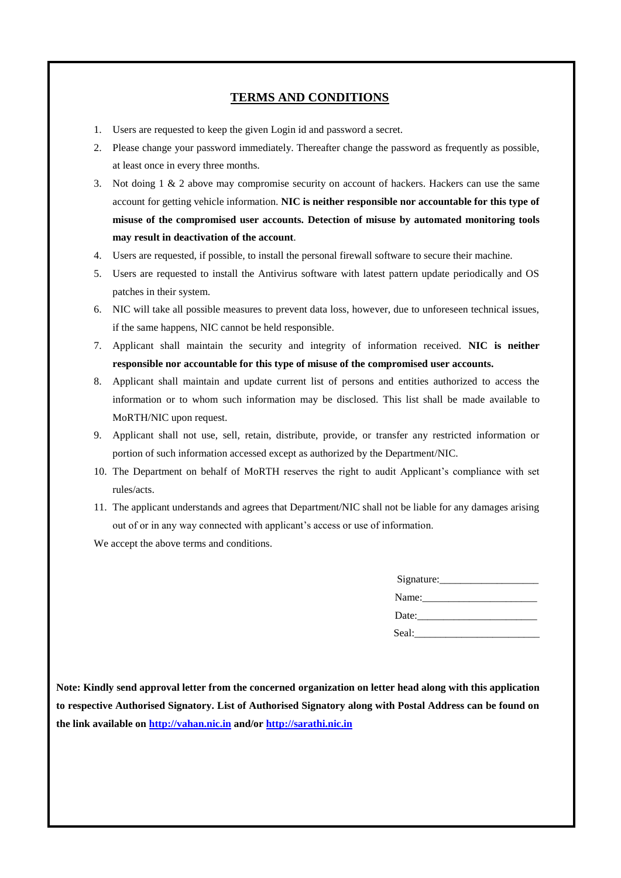## TERMS AND CONDITIONS

1. Users are requested to keep the given Login id and password a secret.
2. Please change your password immediately. Thereafter change the password as frequently as possible, at least once in every three months.
3. Not doing 1 & 2 above may compromise security on account of hackers. Hackers can use the same account for getting vehicle information. **NIC is neither responsible nor accountable for this type of misuse of the compromised user accounts. Detection of misuse by automated monitoring tools may result in deactivation of the account**.
4. Users are requested, if possible, to install the personal firewall software to secure their machine.
5. Users are requested to install the Antivirus software with latest pattern update periodically and OS patches in their system.
6. NIC will take all possible measures to prevent data loss, however, due to unforeseen technical issues, if the same happens, NIC cannot be held responsible.
7. Applicant shall maintain the security and integrity of information received. **NIC is neither responsible nor accountable for this type of misuse of the compromised user accounts.**
8. Applicant shall maintain and update current list of persons and entities authorized to access the information or to whom such information may be disclosed. This list shall be made available to MoRTH/NIC upon request.
9. Applicant shall not use, sell, retain, distribute, provide, or transfer any restricted information or portion of such information accessed except as authorized by the Department/NIC.
10. The Department on behalf of MoRTH reserves the right to audit Applicant's compliance with set rules/acts.
11. The applicant understands and agrees that Department/NIC shall not be liable for any damages arising out of or in any way connected with applicant's access or use of information.

We accept the above terms and conditions.

Signature:___________________

Name:______________________

Date:_______________________

Seal:________________________

**Note: Kindly send approval letter from the concerned organization on letter head along with this application to respective Authorised Signatory. List of Authorised Signatory along with Postal Address can be found on the link available on [http://vahan.nic.in](http://vahan.nic.in) and/or [http://sarathi.nic.in](http://sarathi.nic.in)**